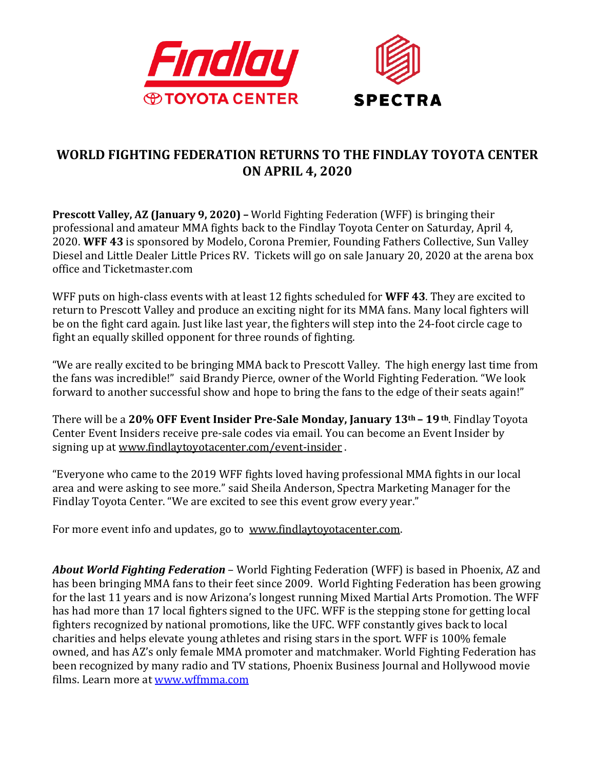Findlay TOYOTA CENTER

SPECTRA

# WORLD FIGHTING FEDERATION RETURNS TO THE FINDLAY TOYOTA CENTER ON APRIL 4, 2020

**Prescott Valley, AZ (January 9, 2020) –** World Fighting Federation (WFF) is bringing their professional and amateur MMA fights back to the Findlay Toyota Center on Saturday, April 4, 2020. **WFF 43** is sponsored by Modelo, Corona Premier, Founding Fathers Collective, Sun Valley Diesel and Little Dealer Little Prices RV. Tickets will go on sale January 20, 2020 at the arena box office and Ticketmaster.com

WFF puts on high-class events with at least 12 fights scheduled for **WFF 43**. They are excited to return to Prescott Valley and produce an exciting night for its MMA fans. Many local fighters will be on the fight card again. Just like last year, the fighters will step into the 24-foot circle cage to fight an equally skilled opponent for three rounds of fighting.

"We are really excited to be bringing MMA back to Prescott Valley. The high energy last time from the fans was incredible!" said Brandy Pierce, owner of the World Fighting Federation. "We look forward to another successful show and hope to bring the fans to the edge of their seats again!"

There will be a **20% OFF Event Insider Pre-Sale Monday, January 13th – 19th**. Findlay Toyota Center Event Insiders receive pre-sale codes via email. You can become an Event Insider by signing up at www.findlaytoyotacenter.com/event-insider .

"Everyone who came to the 2019 WFF fights loved having professional MMA fights in our local area and were asking to see more." said Sheila Anderson, Spectra Marketing Manager for the Findlay Toyota Center. "We are excited to see this event grow every year."

For more event info and updates, go to www.findlaytoyotacenter.com.

***About World Fighting Federation*** – World Fighting Federation (WFF) is based in Phoenix, AZ and has been bringing MMA fans to their feet since 2009. World Fighting Federation has been growing for the last 11 years and is now Arizona's longest running Mixed Martial Arts Promotion. The WFF has had more than 17 local fighters signed to the UFC. WFF is the stepping stone for getting local fighters recognized by national promotions, like the UFC. WFF constantly gives back to local charities and helps elevate young athletes and rising stars in the sport. WFF is 100% female owned, and has AZ's only female MMA promoter and matchmaker. World Fighting Federation has been recognized by many radio and TV stations, Phoenix Business Journal and Hollywood movie films. Learn more at www.wffmma.com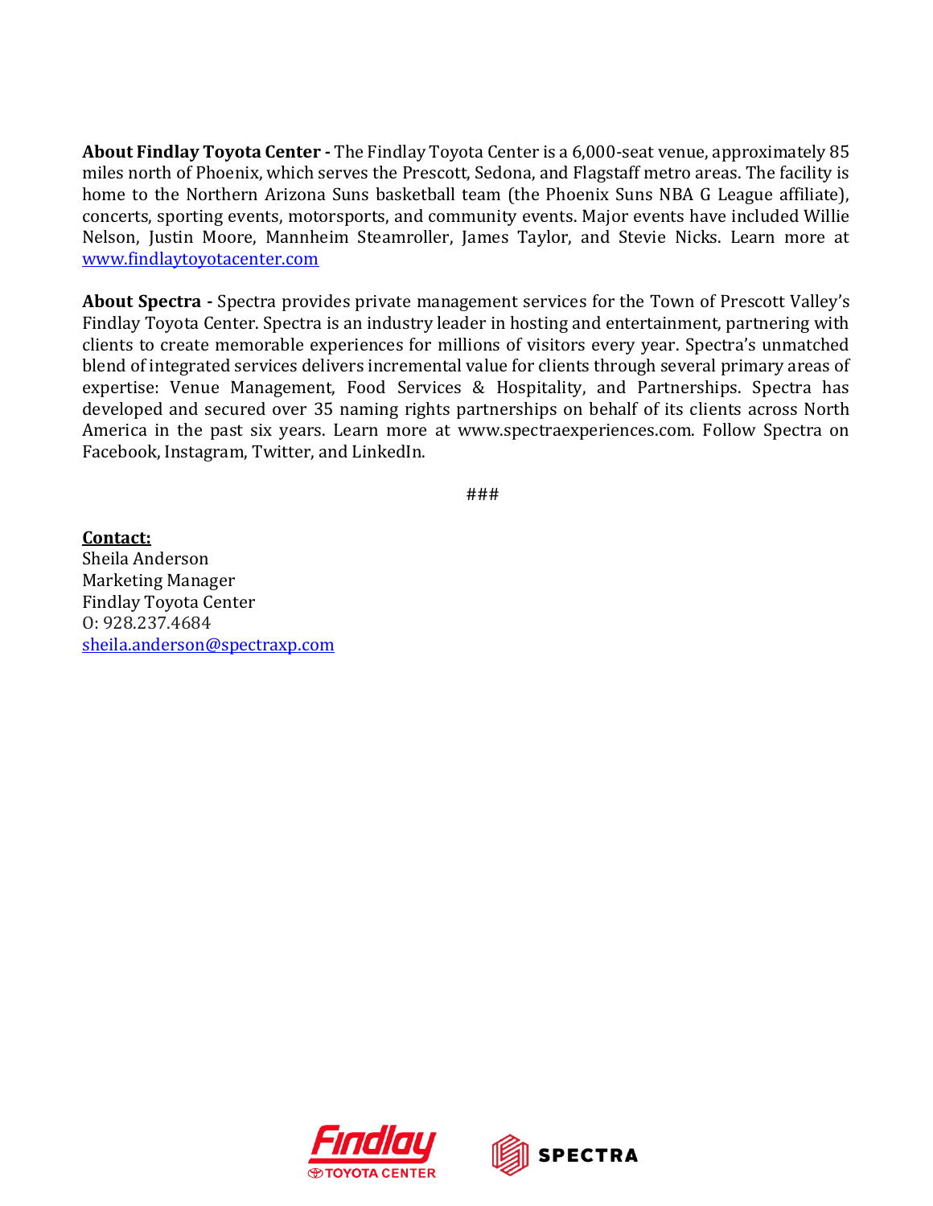**About Findlay Toyota Center -** The Findlay Toyota Center is a 6,000-seat venue, approximately 85 miles north of Phoenix, which serves the Prescott, Sedona, and Flagstaff metro areas. The facility is home to the Northern Arizona Suns basketball team (the Phoenix Suns NBA G League affiliate), concerts, sporting events, motorsports, and community events. Major events have included Willie Nelson, Justin Moore, Mannheim Steamroller, James Taylor, and Stevie Nicks. Learn more at [www.findlaytoyotacenter.com](http://www.findlaytoyotacenter.com)

**About Spectra -** Spectra provides private management services for the Town of Prescott Valley's Findlay Toyota Center. Spectra is an industry leader in hosting and entertainment, partnering with clients to create memorable experiences for millions of visitors every year. Spectra's unmatched blend of integrated services delivers incremental value for clients through several primary areas of expertise: Venue Management, Food Services & Hospitality, and Partnerships. Spectra has developed and secured over 35 naming rights partnerships on behalf of its clients across North America in the past six years. Learn more at www.spectraexperiences.com. Follow Spectra on Facebook, Instagram, Twitter, and LinkedIn.

###

**Contact:**
Sheila Anderson
Marketing Manager
Findlay Toyota Center
O: 928.237.4684
[sheila.anderson@spectraxp.com](mailto:sheila.anderson@spectraxp.com)

Findlay TOYOTA CENTER

SPECTRA